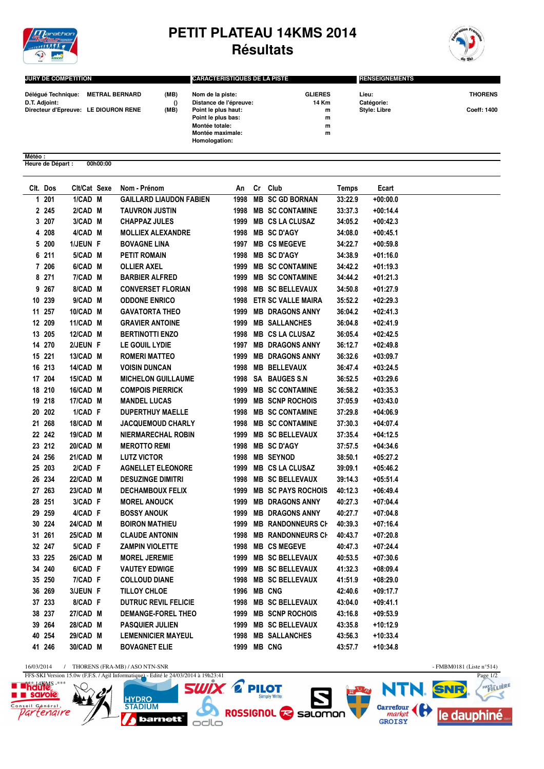# PETIT PLATEAU 14KMS 2014
## Résultats

**JURY DE COMPETITION**

Délégué Technique: METRAL BERNARD (MB)
D.T. Adjoint: ()
Directeur d'Epreuve: LE DIOURON RENE (MB)

**CARACTERISTIQUES DE LA PISTE**

Nom de la piste: GLIERES
Distance de l'épreuve: 14 Km
Point le plus haut: m
Point le plus bas: m
Montée totale: m
Montée maximale: m
Homologation:

**RENSEIGNEMENTS**

Lieu: THORENS
Catégorie:
Style: Libre
Coeff: 1400

Météo :
Heure de Départ : 00h00:00

| Clt. | Dos | Clt/Cat | Sexe | Nom - Prénom | An | Cr | Club | Temps | Ecart |
|---|---|---|---|---|---|---|---|---|---|
| 1 | 201 | 1/CAD | M | GAILLARD LIAUDON FABIEN | 1998 | MB | SC GD BORNAN | 33:22.9 | +00:00.0 |
| 2 | 245 | 2/CAD | M | TAUVRON JUSTIN | 1998 | MB | SC CONTAMINE | 33:37.3 | +00:14.4 |
| 3 | 207 | 3/CAD | M | CHAPPAZ JULES | 1999 | MB | CS LA CLUSAZ | 34:05.2 | +00:42.3 |
| 4 | 208 | 4/CAD | M | MOLLIEX ALEXANDRE | 1998 | MB | SC D'AGY | 34:08.0 | +00:45.1 |
| 5 | 200 | 1/JEUN | F | BOVAGNE LINA | 1997 | MB | CS MEGEVE | 34:22.7 | +00:59.8 |
| 6 | 211 | 5/CAD | M | PETIT ROMAIN | 1998 | MB | SC D'AGY | 34:38.9 | +01:16.0 |
| 7 | 206 | 6/CAD | M | OLLIER AXEL | 1999 | MB | SC CONTAMINE | 34:42.2 | +01:19.3 |
| 8 | 271 | 7/CAD | M | BARBIER ALFRED | 1999 | MB | SC CONTAMINE | 34:44.2 | +01:21.3 |
| 9 | 267 | 8/CAD | M | CONVERSET FLORIAN | 1998 | MB | SC BELLEVAUX | 34:50.8 | +01:27.9 |
| 10 | 239 | 9/CAD | M | ODDONE ENRICO | 1998 | ETR | SC VALLE MAIRA | 35:52.2 | +02:29.3 |
| 11 | 257 | 10/CAD | M | GAVATORTA THEO | 1999 | MB | DRAGONS ANNY | 36:04.2 | +02:41.3 |
| 12 | 209 | 11/CAD | M | GRAVIER ANTOINE | 1999 | MB | SALLANCHES | 36:04.8 | +02:41.9 |
| 13 | 205 | 12/CAD | M | BERTINOTTI ENZO | 1998 | MB | CS LA CLUSAZ | 36:05.4 | +02:42.5 |
| 14 | 270 | 2/JEUN | F | LE GOUIL LYDIE | 1997 | MB | DRAGONS ANNY | 36:12.7 | +02:49.8 |
| 15 | 221 | 13/CAD | M | ROMERI MATTEO | 1999 | MB | DRAGONS ANNY | 36:32.6 | +03:09.7 |
| 16 | 213 | 14/CAD | M | VOISIN DUNCAN | 1998 | MB | BELLEVAUX | 36:47.4 | +03:24.5 |
| 17 | 204 | 15/CAD | M | MICHELON GUILLAUME | 1998 | SA | BAUGES S.N | 36:52.5 | +03:29.6 |
| 18 | 210 | 16/CAD | M | COMPOIS PIERRICK | 1999 | MB | SC CONTAMINE | 36:58.2 | +03:35.3 |
| 19 | 218 | 17/CAD | M | MANDEL LUCAS | 1999 | MB | SCNP ROCHOIS | 37:05.9 | +03:43.0 |
| 20 | 202 | 1/CAD | F | DUPERTHUY MAELLE | 1998 | MB | SC CONTAMINE | 37:29.8 | +04:06.9 |
| 21 | 268 | 18/CAD | M | JACQUEMOUD CHARLY | 1998 | MB | SC CONTAMINE | 37:30.3 | +04:07.4 |
| 22 | 242 | 19/CAD | M | NIERMARECHAL ROBIN | 1999 | MB | SC BELLEVAUX | 37:35.4 | +04:12.5 |
| 23 | 212 | 20/CAD | M | MEROTTO REMI | 1998 | MB | SC D'AGY | 37:57.5 | +04:34.6 |
| 24 | 256 | 21/CAD | M | LUTZ VICTOR | 1998 | MB | SEYNOD | 38:50.1 | +05:27.2 |
| 25 | 203 | 2/CAD | F | AGNELLET ELEONORE | 1999 | MB | CS LA CLUSAZ | 39:09.1 | +05:46.2 |
| 26 | 234 | 22/CAD | M | DESUZINGE DIMITRI | 1998 | MB | SC BELLEVAUX | 39:14.3 | +05:51.4 |
| 27 | 263 | 23/CAD | M | DECHAMBOUX FELIX | 1999 | MB | SC PAYS ROCHOIS | 40:12.3 | +06:49.4 |
| 28 | 251 | 3/CAD | F | MOREL ANOUCK | 1999 | MB | DRAGONS ANNY | 40:27.3 | +07:04.4 |
| 29 | 259 | 4/CAD | F | BOSSY ANOUK | 1999 | MB | DRAGONS ANNY | 40:27.7 | +07:04.8 |
| 30 | 224 | 24/CAD | M | BOIRON MATHIEU | 1999 | MB | RANDONNEURS CH | 40:39.3 | +07:16.4 |
| 31 | 261 | 25/CAD | M | CLAUDE ANTONIN | 1998 | MB | RANDONNEURS CH | 40:43.7 | +07:20.8 |
| 32 | 247 | 5/CAD | F | ZAMPIN VIOLETTE | 1998 | MB | CS MEGEVE | 40:47.3 | +07:24.4 |
| 33 | 225 | 26/CAD | M | MOREL JEREMIE | 1999 | MB | SC BELLEVAUX | 40:53.5 | +07:30.6 |
| 34 | 240 | 6/CAD | F | VAUTEY EDWIGE | 1999 | MB | SC BELLEVAUX | 41:32.3 | +08:09.4 |
| 35 | 250 | 7/CAD | F | COLLOUD DIANE | 1998 | MB | SC BELLEVAUX | 41:51.9 | +08:29.0 |
| 36 | 269 | 3/JEUN | F | TILLOY CHLOE | 1996 | MB | CNG | 42:40.6 | +09:17.7 |
| 37 | 233 | 8/CAD | F | DUTRUC REVIL FELICIE | 1998 | MB | SC BELLEVAUX | 43:04.0 | +09:41.1 |
| 38 | 237 | 27/CAD | M | DEMANGE-FOREL THEO | 1999 | MB | SCNP ROCHOIS | 43:16.8 | +09:53.9 |
| 39 | 264 | 28/CAD | M | PASQUIER JULIEN | 1999 | MB | SC BELLEVAUX | 43:35.8 | +10:12.9 |
| 40 | 254 | 29/CAD | M | LEMENNICIER MAYEUL | 1998 | MB | SALLANCHES | 43:56.3 | +10:33.4 |
| 41 | 246 | 30/CAD | M | BOVAGNET ELIE | 1999 | MB | CNG | 43:57.7 | +10:34.8 |

16/03/2014 / THORENS (FRA-MB) / ASO NTN-SNR - FMBM0181 (Liste n°514)

FFS-SKI Version 15.0w (F.F.S. / Agil Informatique) - Edité le 24/03/2014 à 19h23:41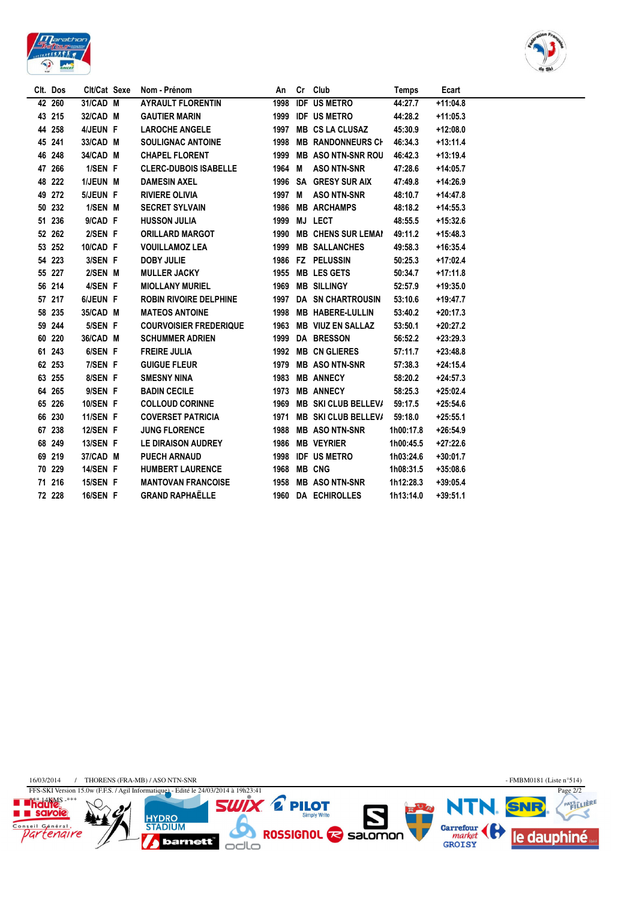| Clt. | Dos | Clt/Cat | Sexe | Nom - Prénom | An | Cr | Club | Temps | Ecart |
|---|---|---|---|---|---|---|---|---|---|
| 42 | 260 | 31/CAD | M | AYRAULT FLORENTIN | 1998 | IDF | US METRO | 44:27.7 | +11:04.8 |
| 43 | 215 | 32/CAD | M | GAUTIER MARIN | 1999 | IDF | US METRO | 44:28.2 | +11:05.3 |
| 44 | 258 | 4/JEUN | F | LAROCHE ANGELE | 1997 | MB | CS LA CLUSAZ | 45:30.9 | +12:08.0 |
| 45 | 241 | 33/CAD | M | SOULIGNAC ANTOINE | 1998 | MB | RANDONNEURS CH | 46:34.3 | +13:11.4 |
| 46 | 248 | 34/CAD | M | CHAPEL FLORENT | 1999 | MB | ASO NTN-SNR ROU | 46:42.3 | +13:19.4 |
| 47 | 266 | 1/SEN | F | CLERC-DUBOIS ISABELLE | 1964 | M | ASO NTN-SNR | 47:28.6 | +14:05.7 |
| 48 | 222 | 1/JEUN | M | DAMESIN AXEL | 1996 | SA | GRESY SUR AIX | 47:49.8 | +14:26.9 |
| 49 | 272 | 5/JEUN | F | RIVIERE OLIVIA | 1997 | M | ASO NTN-SNR | 48:10.7 | +14:47.8 |
| 50 | 232 | 1/SEN | M | SECRET SYLVAIN | 1986 | MB | ARCHAMPS | 48:18.2 | +14:55.3 |
| 51 | 236 | 9/CAD | F | HUSSON JULIA | 1999 | MJ | LECT | 48:55.5 | +15:32.6 |
| 52 | 262 | 2/SEN | F | ORILLARD MARGOT | 1990 | MB | CHENS SUR LEMAI | 49:11.2 | +15:48.3 |
| 53 | 252 | 10/CAD | F | VOUILLAMOZ LEA | 1999 | MB | SALLANCHES | 49:58.3 | +16:35.4 |
| 54 | 223 | 3/SEN | F | DOBY JULIE | 1986 | FZ | PELUSSIN | 50:25.3 | +17:02.4 |
| 55 | 227 | 2/SEN | M | MULLER JACKY | 1955 | MB | LES GETS | 50:34.7 | +17:11.8 |
| 56 | 214 | 4/SEN | F | MIOLLANY MURIEL | 1969 | MB | SILLINGY | 52:57.9 | +19:35.0 |
| 57 | 217 | 6/JEUN | F | ROBIN RIVOIRE DELPHINE | 1997 | DA | SN CHARTROUSIN | 53:10.6 | +19:47.7 |
| 58 | 235 | 35/CAD | M | MATEOS ANTOINE | 1998 | MB | HABERE-LULLIN | 53:40.2 | +20:17.3 |
| 59 | 244 | 5/SEN | F | COURVOISIER FREDERIQUE | 1963 | MB | VIUZ EN SALLAZ | 53:50.1 | +20:27.2 |
| 60 | 220 | 36/CAD | M | SCHUMMER ADRIEN | 1999 | DA | BRESSON | 56:52.2 | +23:29.3 |
| 61 | 243 | 6/SEN | F | FREIRE JULIA | 1992 | MB | CN GLIERES | 57:11.7 | +23:48.8 |
| 62 | 253 | 7/SEN | F | GUIGUE FLEUR | 1979 | MB | ASO NTN-SNR | 57:38.3 | +24:15.4 |
| 63 | 255 | 8/SEN | F | SMESNY NINA | 1983 | MB | ANNECY | 58:20.2 | +24:57.3 |
| 64 | 265 | 9/SEN | F | BADIN CECILE | 1973 | MB | ANNECY | 58:25.3 | +25:02.4 |
| 65 | 226 | 10/SEN | F | COLLOUD CORINNE | 1969 | MB | SKI CLUB BELLEV/ | 59:17.5 | +25:54.6 |
| 66 | 230 | 11/SEN | F | COVERSET PATRICIA | 1971 | MB | SKI CLUB BELLEV/ | 59:18.0 | +25:55.1 |
| 67 | 238 | 12/SEN | F | JUNG FLORENCE | 1988 | MB | ASO NTN-SNR | 1h00:17.8 | +26:54.9 |
| 68 | 249 | 13/SEN | F | LE DIRAISON AUDREY | 1986 | MB | VEYRIER | 1h00:45.5 | +27:22.6 |
| 69 | 219 | 37/CAD | M | PUECH ARNAUD | 1998 | IDF | US METRO | 1h03:24.6 | +30:01.7 |
| 70 | 229 | 14/SEN | F | HUMBERT LAURENCE | 1968 | MB | CNG | 1h08:31.5 | +35:08.6 |
| 71 | 216 | 15/SEN | F | MANTOVAN FRANCOISE | 1958 | MB | ASO NTN-SNR | 1h12:28.3 | +39:05.4 |
| 72 | 228 | 16/SEN | F | GRAND RAPHAËLLE | 1960 | DA | ECHIROLLES | 1h13:14.0 | +39:51.1 |

16/03/2014 / THORENS (FRA-MB) / ASO NTN-SNR - FMBM0181 (Liste n°514)

FFS-SKI Version 15.0w (F.F.S. / Agil Informatique) - Edité le 24/03/2014 à 19h23:41

*** 14KMS -***